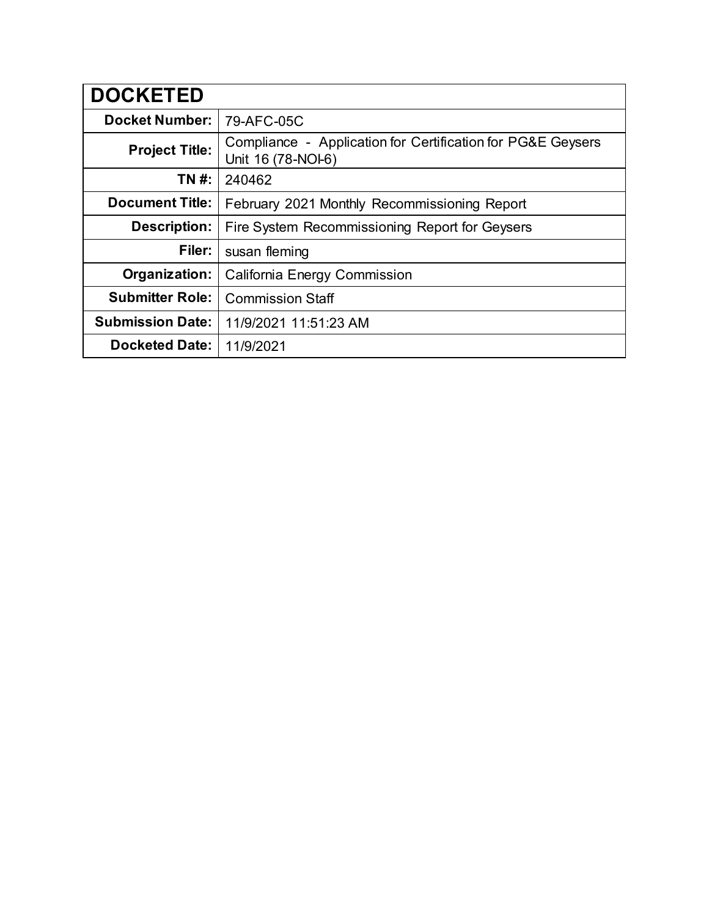| DOCKETED | |
|---|---|
| **Docket Number:** | 79-AFC-05C |
| **Project Title:** | Compliance - Application for Certification for PG&E Geysers Unit 16 (78-NOI-6) |
| **TN #:** | 240462 |
| **Document Title:** | February 2021 Monthly Recommissioning Report |
| **Description:** | Fire System Recommissioning Report for Geysers |
| **Filer:** | susan fleming |
| **Organization:** | California Energy Commission |
| **Submitter Role:** | Commission Staff |
| **Submission Date:** | 11/9/2021 11:51:23 AM |
| **Docketed Date:** | 11/9/2021 |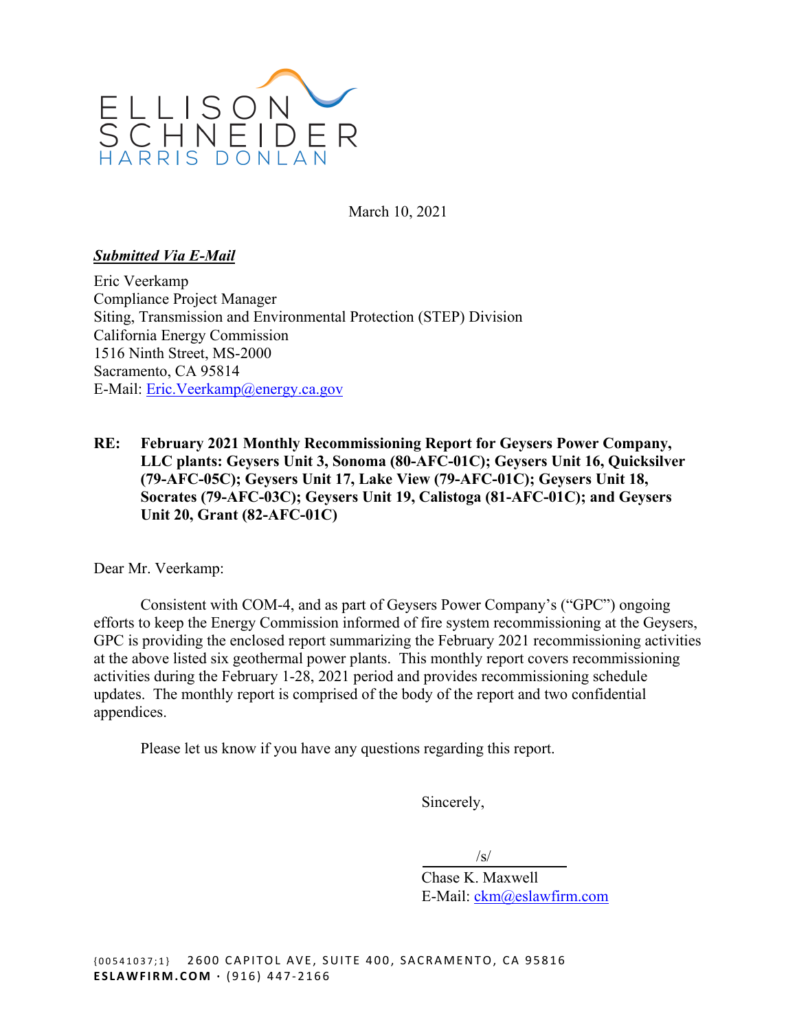ELLISON SCHNEIDER HARRIS DONLAN

March 10, 2021

***Submitted Via E-Mail***

Eric Veerkamp
Compliance Project Manager
Siting, Transmission and Environmental Protection (STEP) Division
California Energy Commission
1516 Ninth Street, MS-2000
Sacramento, CA 95814
E-Mail: Eric.Veerkamp@energy.ca.gov

**RE: February 2021 Monthly Recommissioning Report for Geysers Power Company, LLC plants: Geysers Unit 3, Sonoma (80-AFC-01C); Geysers Unit 16, Quicksilver (79-AFC-05C); Geysers Unit 17, Lake View (79-AFC-01C); Geysers Unit 18, Socrates (79-AFC-03C); Geysers Unit 19, Calistoga (81-AFC-01C); and Geysers Unit 20, Grant (82-AFC-01C)**

Dear Mr. Veerkamp:

Consistent with COM-4, and as part of Geysers Power Company's ("GPC") ongoing efforts to keep the Energy Commission informed of fire system recommissioning at the Geysers, GPC is providing the enclosed report summarizing the February 2021 recommissioning activities at the above listed six geothermal power plants. This monthly report covers recommissioning activities during the February 1-28, 2021 period and provides recommissioning schedule updates. The monthly report is comprised of the body of the report and two confidential appendices.

Please let us know if you have any questions regarding this report.

Sincerely,

/s/

Chase K. Maxwell
E-Mail: ckm@eslawfirm.com

{00541037;1} 2600 CAPITOL AVE, SUITE 400, SACRAMENTO, CA 95816
**ESLAWFIRM.COM** · (916) 447-2166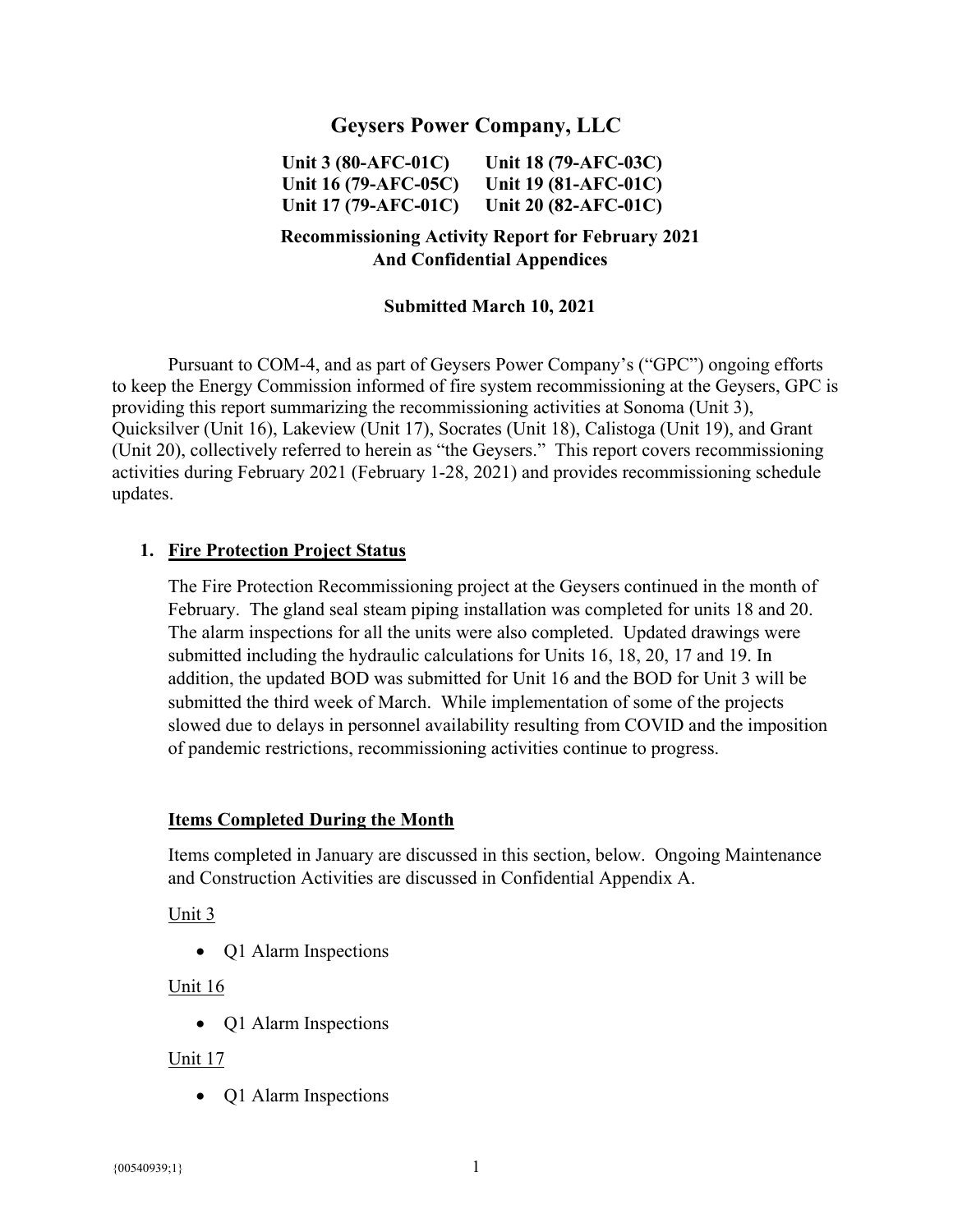# Geysers Power Company, LLC

**Unit 3 (80-AFC-01C)  Unit 18 (79-AFC-03C)**
**Unit 16 (79-AFC-05C)  Unit 19 (81-AFC-01C)**
**Unit 17 (79-AFC-01C)  Unit 20 (82-AFC-01C)**

**Recommissioning Activity Report for February 2021**
**And Confidential Appendices**

**Submitted March 10, 2021**

Pursuant to COM-4, and as part of Geysers Power Company's ("GPC") ongoing efforts to keep the Energy Commission informed of fire system recommissioning at the Geysers, GPC is providing this report summarizing the recommissioning activities at Sonoma (Unit 3), Quicksilver (Unit 16), Lakeview (Unit 17), Socrates (Unit 18), Calistoga (Unit 19), and Grant (Unit 20), collectively referred to herein as "the Geysers." This report covers recommissioning activities during February 2021 (February 1-28, 2021) and provides recommissioning schedule updates.

## 1. Fire Protection Project Status

The Fire Protection Recommissioning project at the Geysers continued in the month of February. The gland seal steam piping installation was completed for units 18 and 20. The alarm inspections for all the units were also completed. Updated drawings were submitted including the hydraulic calculations for Units 16, 18, 20, 17 and 19. In addition, the updated BOD was submitted for Unit 16 and the BOD for Unit 3 will be submitted the third week of March. While implementation of some of the projects slowed due to delays in personnel availability resulting from COVID and the imposition of pandemic restrictions, recommissioning activities continue to progress.

### Items Completed During the Month

Items completed in January are discussed in this section, below. Ongoing Maintenance and Construction Activities are discussed in Confidential Appendix A.

Unit 3

- Q1 Alarm Inspections

Unit 16

- Q1 Alarm Inspections

Unit 17

- Q1 Alarm Inspections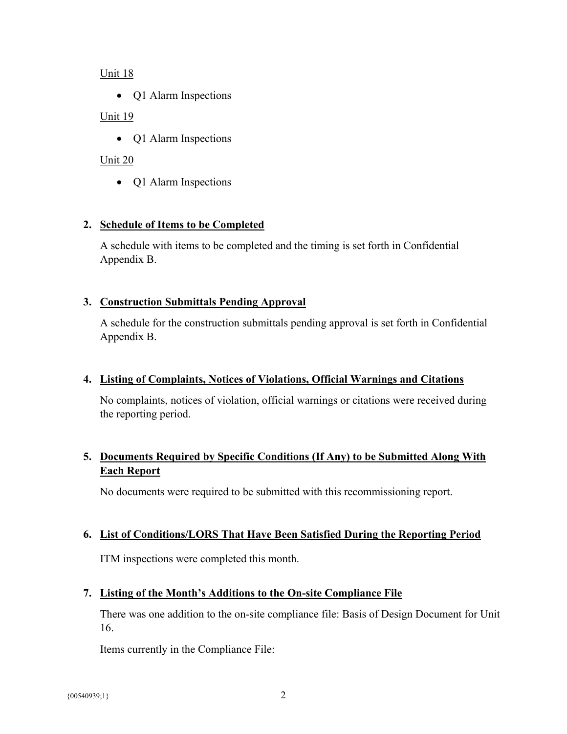Unit 18

- Q1 Alarm Inspections

Unit 19

- Q1 Alarm Inspections

Unit 20

- Q1 Alarm Inspections

## 2. Schedule of Items to be Completed

A schedule with items to be completed and the timing is set forth in Confidential Appendix B.

## 3. Construction Submittals Pending Approval

A schedule for the construction submittals pending approval is set forth in Confidential Appendix B.

## 4. Listing of Complaints, Notices of Violations, Official Warnings and Citations

No complaints, notices of violation, official warnings or citations were received during the reporting period.

## 5. Documents Required by Specific Conditions (If Any) to be Submitted Along With Each Report

No documents were required to be submitted with this recommissioning report.

## 6. List of Conditions/LORS That Have Been Satisfied During the Reporting Period

ITM inspections were completed this month.

## 7. Listing of the Month's Additions to the On-site Compliance File

There was one addition to the on-site compliance file: Basis of Design Document for Unit 16.

Items currently in the Compliance File: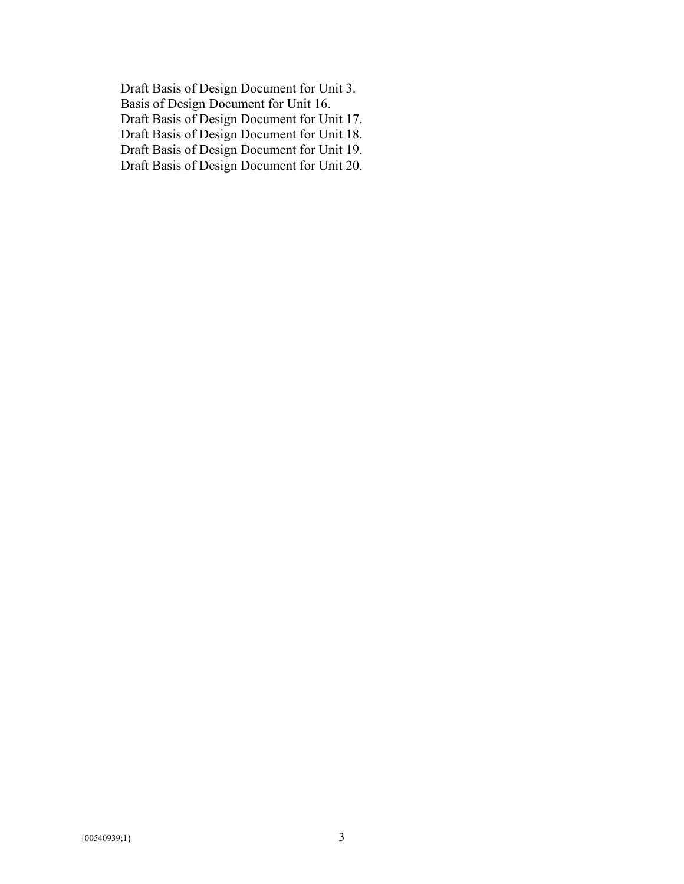Draft Basis of Design Document for Unit 3.
Basis of Design Document for Unit 16.
Draft Basis of Design Document for Unit 17.
Draft Basis of Design Document for Unit 18.
Draft Basis of Design Document for Unit 19.
Draft Basis of Design Document for Unit 20.